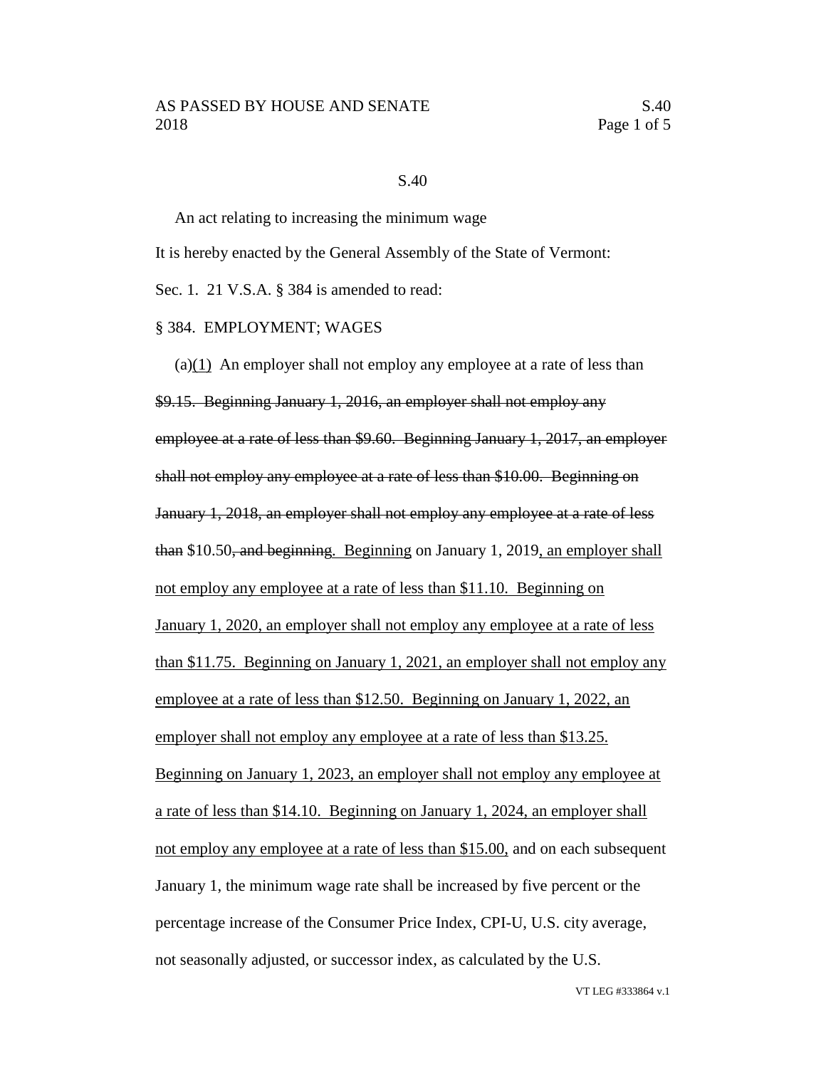S.40

An act relating to increasing the minimum wage

It is hereby enacted by the General Assembly of the State of Vermont:

Sec. 1. 21 V.S.A. § 384 is amended to read:

§ 384. EMPLOYMENT; WAGES

(a)<u>(1)</u> An employer shall not employ any employee at a rate of less than ~~$9.15. Beginning January 1, 2016, an employer shall not employ any employee at a rate of less than $9.60. Beginning January 1, 2017, an employer shall not employ any employee at a rate of less than $10.00. Beginning on January 1, 2018, an employer shall not employ any employee at a rate of less than~~ $10.50~~, and beginning~~<u>. Beginning</u> on January 1, 2019<u>, an employer shall not employ any employee at a rate of less than $11.10. Beginning on January 1, 2020, an employer shall not employ any employee at a rate of less than $11.75. Beginning on January 1, 2021, an employer shall not employ any employee at a rate of less than $12.50. Beginning on January 1, 2022, an employer shall not employ any employee at a rate of less than $13.25. Beginning on January 1, 2023, an employer shall not employ any employee at a rate of less than $14.10. Beginning on January 1, 2024, an employer shall not employ any employee at a rate of less than $15.00,</u> and on each subsequent January 1, the minimum wage rate shall be increased by five percent or the percentage increase of the Consumer Price Index, CPI-U, U.S. city average, not seasonally adjusted, or successor index, as calculated by the U.S.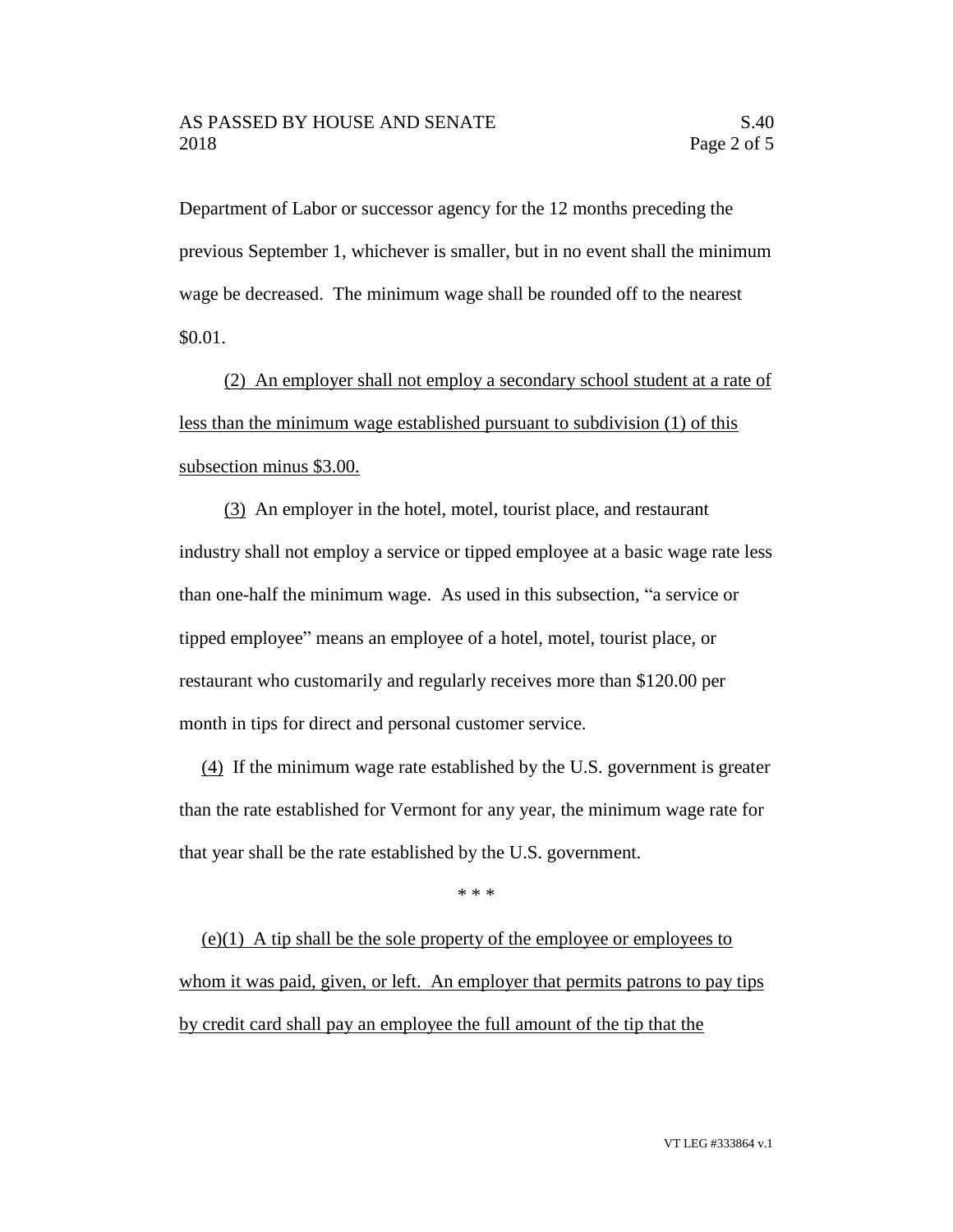Department of Labor or successor agency for the 12 months preceding the previous September 1, whichever is smaller, but in no event shall the minimum wage be decreased. The minimum wage shall be rounded off to the nearest $0.01.

(2) An employer shall not employ a secondary school student at a rate of less than the minimum wage established pursuant to subdivision (1) of this subsection minus $3.00.

(3) An employer in the hotel, motel, tourist place, and restaurant industry shall not employ a service or tipped employee at a basic wage rate less than one-half the minimum wage. As used in this subsection, "a service or tipped employee" means an employee of a hotel, motel, tourist place, or restaurant who customarily and regularly receives more than $120.00 per month in tips for direct and personal customer service.

(4) If the minimum wage rate established by the U.S. government is greater than the rate established for Vermont for any year, the minimum wage rate for that year shall be the rate established by the U.S. government.

\* \* \*

(e)(1) A tip shall be the sole property of the employee or employees to whom it was paid, given, or left. An employer that permits patrons to pay tips by credit card shall pay an employee the full amount of the tip that the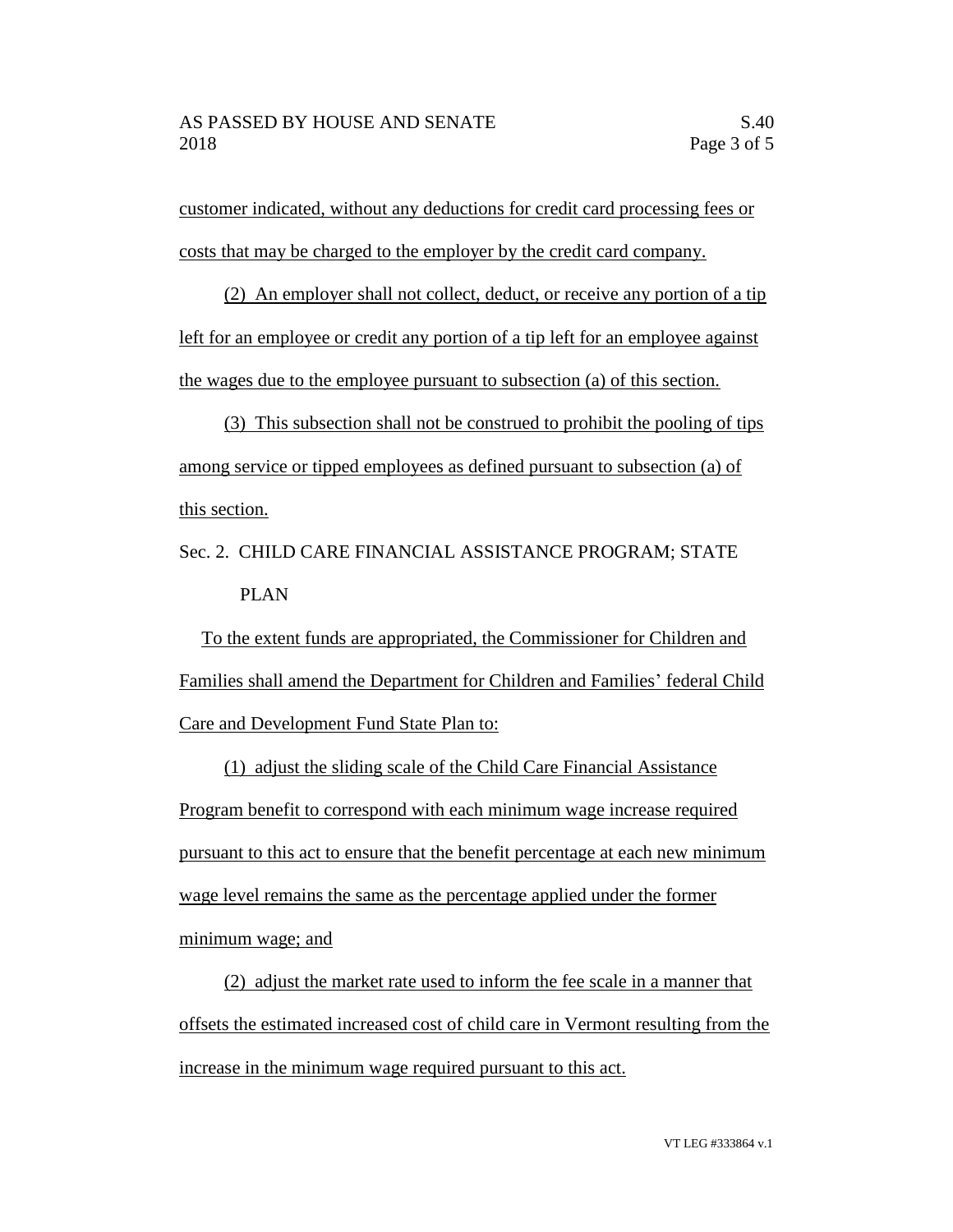customer indicated, without any deductions for credit card processing fees or costs that may be charged to the employer by the credit card company.

(2) An employer shall not collect, deduct, or receive any portion of a tip left for an employee or credit any portion of a tip left for an employee against the wages due to the employee pursuant to subsection (a) of this section.

(3) This subsection shall not be construed to prohibit the pooling of tips among service or tipped employees as defined pursuant to subsection (a) of this section.

Sec. 2. CHILD CARE FINANCIAL ASSISTANCE PROGRAM; STATE PLAN

To the extent funds are appropriated, the Commissioner for Children and Families shall amend the Department for Children and Families' federal Child Care and Development Fund State Plan to:

(1) adjust the sliding scale of the Child Care Financial Assistance Program benefit to correspond with each minimum wage increase required pursuant to this act to ensure that the benefit percentage at each new minimum wage level remains the same as the percentage applied under the former minimum wage; and

(2) adjust the market rate used to inform the fee scale in a manner that offsets the estimated increased cost of child care in Vermont resulting from the increase in the minimum wage required pursuant to this act.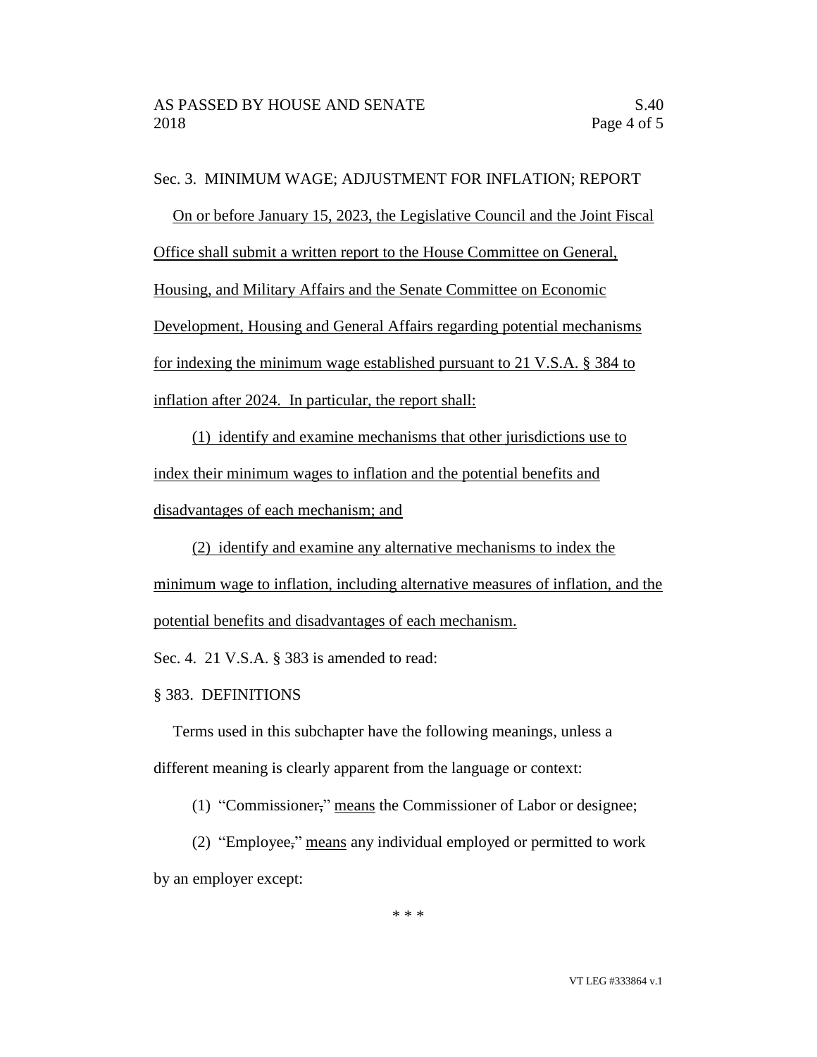Sec. 3. MINIMUM WAGE; ADJUSTMENT FOR INFLATION; REPORT

<u>On or before January 15, 2023, the Legislative Council and the Joint Fiscal Office shall submit a written report to the House Committee on General, Housing, and Military Affairs and the Senate Committee on Economic Development, Housing and General Affairs regarding potential mechanisms for indexing the minimum wage established pursuant to 21 V.S.A. § 384 to inflation after 2024. In particular, the report shall:</u>

<u>(1) identify and examine mechanisms that other jurisdictions use to index their minimum wages to inflation and the potential benefits and disadvantages of each mechanism; and</u>

<u>(2) identify and examine any alternative mechanisms to index the minimum wage to inflation, including alternative measures of inflation, and the potential benefits and disadvantages of each mechanism.</u>

Sec. 4. 21 V.S.A. § 383 is amended to read:

§ 383. DEFINITIONS

Terms used in this subchapter have the following meanings, unless a different meaning is clearly apparent from the language or context:

(1) "Commissioner~~,~~" <u>means</u> the Commissioner of Labor or designee;

(2) "Employee~~,~~" <u>means</u> any individual employed or permitted to work by an employer except:

\* \* \*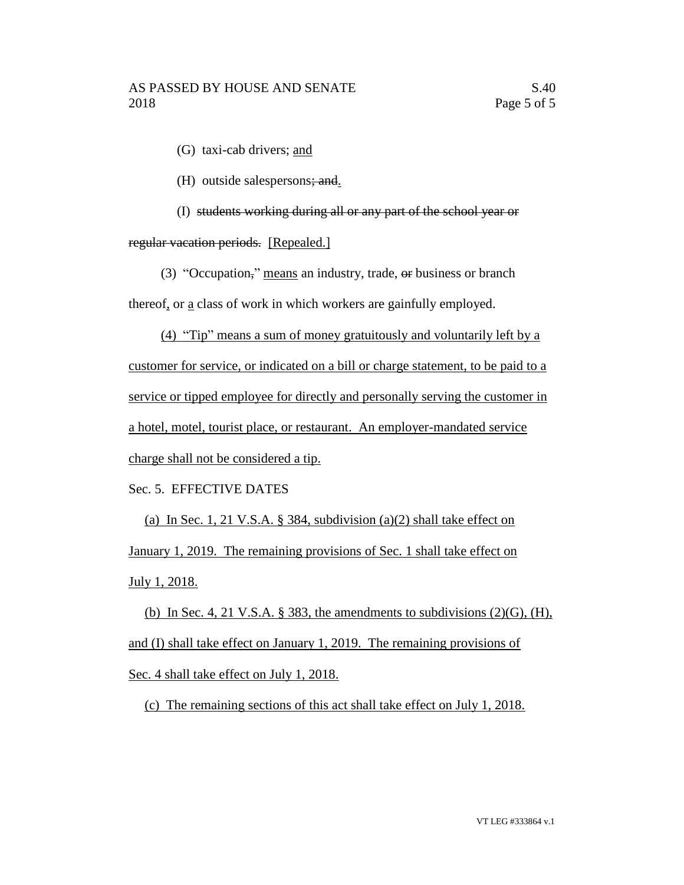(G) taxi-cab drivers; and

(H) outside salespersons; and.

(I) students working during all or any part of the school year or regular vacation periods. [Repealed.]

(3) "Occupation," means an industry, trade, or business or branch thereof, or a class of work in which workers are gainfully employed.

(4) "Tip" means a sum of money gratuitously and voluntarily left by a customer for service, or indicated on a bill or charge statement, to be paid to a service or tipped employee for directly and personally serving the customer in a hotel, motel, tourist place, or restaurant. An employer-mandated service charge shall not be considered a tip.

Sec. 5. EFFECTIVE DATES

(a) In Sec. 1, 21 V.S.A. § 384, subdivision (a)(2) shall take effect on January 1, 2019. The remaining provisions of Sec. 1 shall take effect on July 1, 2018.

(b) In Sec. 4, 21 V.S.A. § 383, the amendments to subdivisions (2)(G), (H), and (I) shall take effect on January 1, 2019. The remaining provisions of Sec. 4 shall take effect on July 1, 2018.

(c) The remaining sections of this act shall take effect on July 1, 2018.